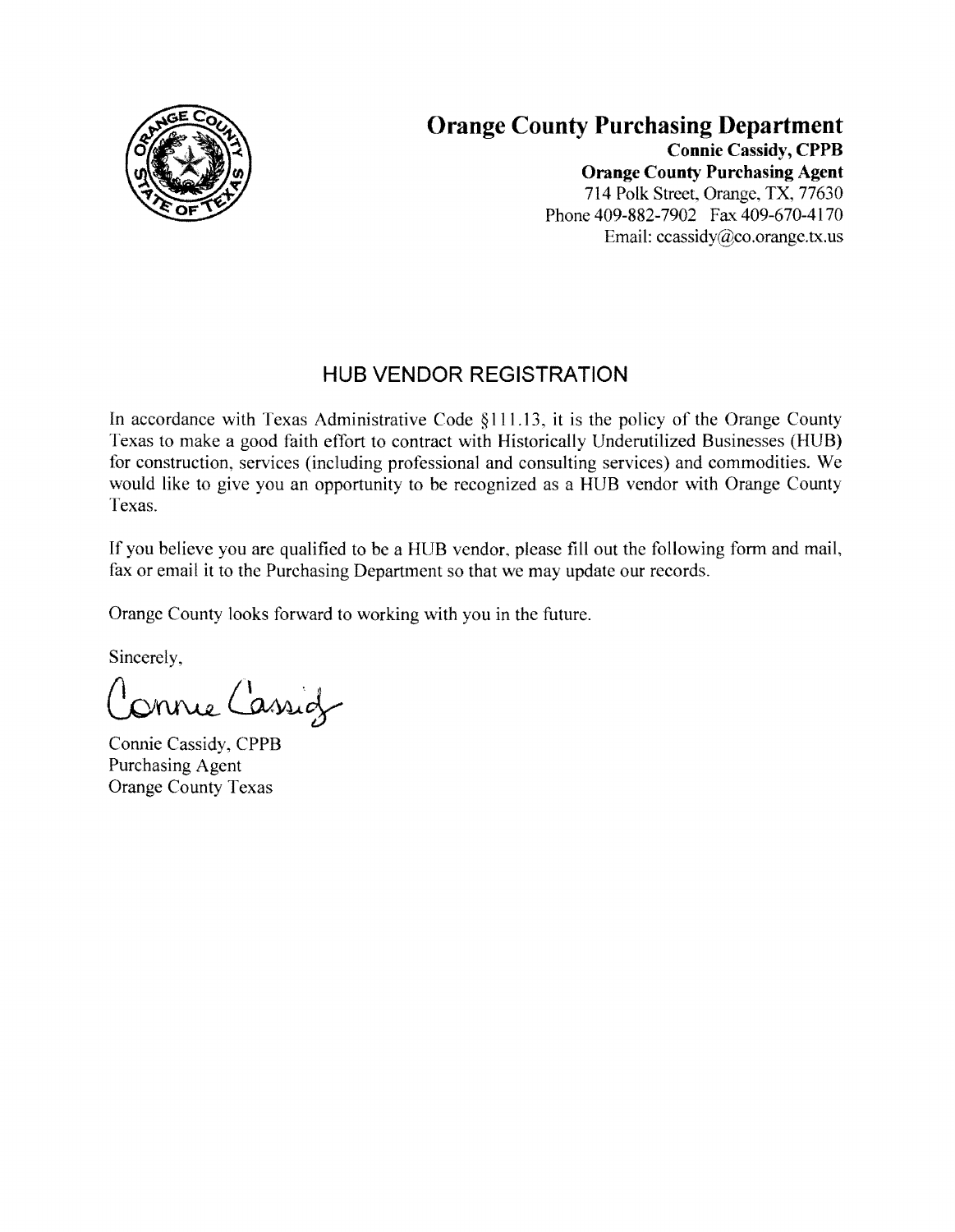# Orange County Purchasing Department

**Connie Cassidy, CPPB**
**Orange County Purchasing Agent**
714 Polk Street, Orange, TX, 77630
Phone 409-882-7902 Fax 409-670-4170
Email: ccassidy@co.orange.tx.us

## HUB VENDOR REGISTRATION

In accordance with Texas Administrative Code §111.13, it is the policy of the Orange County Texas to make a good faith effort to contract with Historically Underutilized Businesses (HUB) for construction, services (including professional and consulting services) and commodities. We would like to give you an opportunity to be recognized as a HUB vendor with Orange County Texas.

If you believe you are qualified to be a HUB vendor, please fill out the following form and mail, fax or email it to the Purchasing Department so that we may update our records.

Orange County looks forward to working with you in the future.

Sincerely,

Connie Cassidy

Connie Cassidy, CPPB
Purchasing Agent
Orange County Texas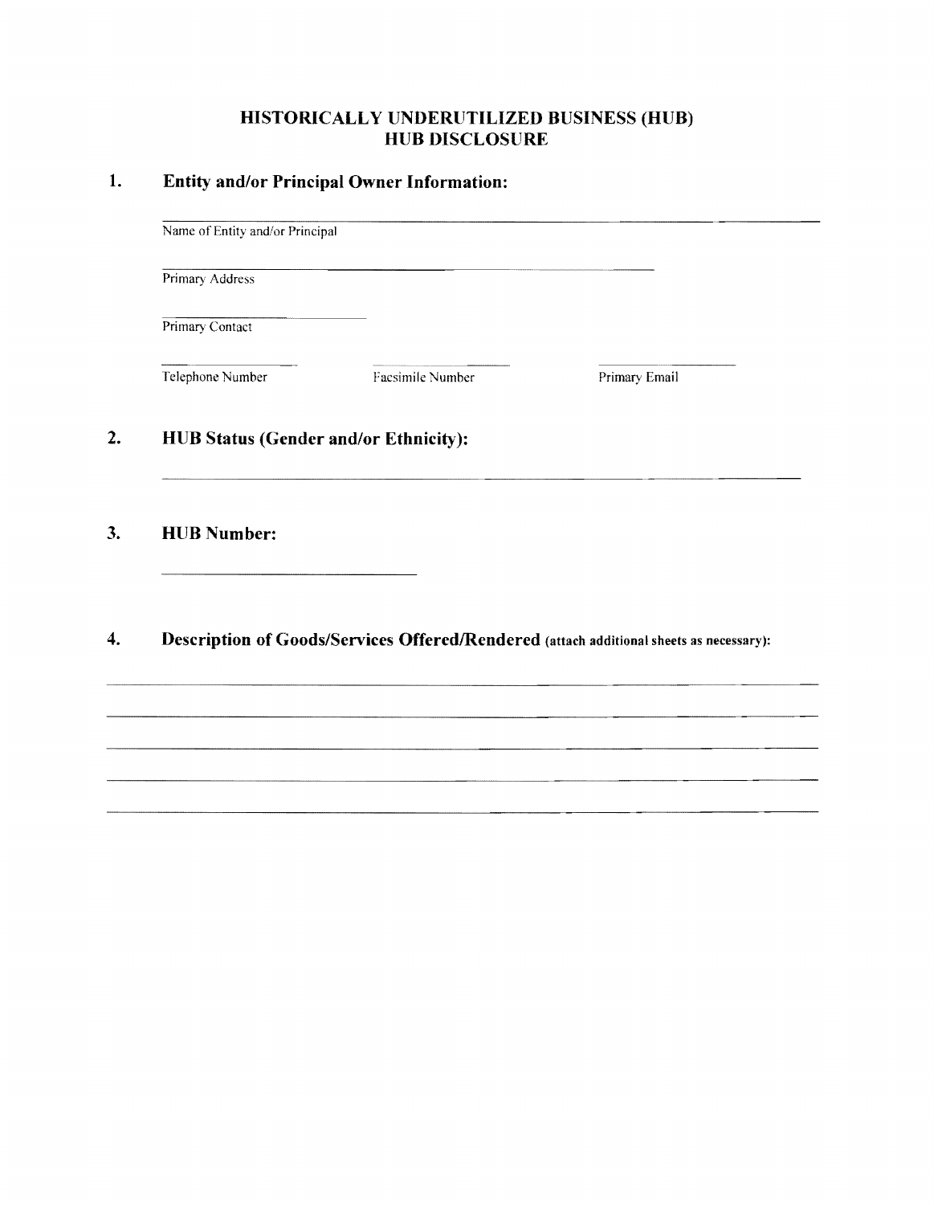# HISTORICALLY UNDERUTILIZED BUSINESS (HUB)
# HUB DISCLOSURE

## 1. Entity and/or Principal Owner Information:

______________________________________________
Name of Entity and/or Principal

______________________________________________
Primary Address

______________________________
Primary Contact

________________ ________________ ________________
Telephone Number Facsimile Number Primary Email

## 2. HUB Status (Gender and/or Ethnicity):

______________________________________________

## 3. HUB Number:

______________________________

## 4. Description of Goods/Services Offered/Rendered (attach additional sheets as necessary):

______________________________________________

______________________________________________

______________________________________________

______________________________________________

______________________________________________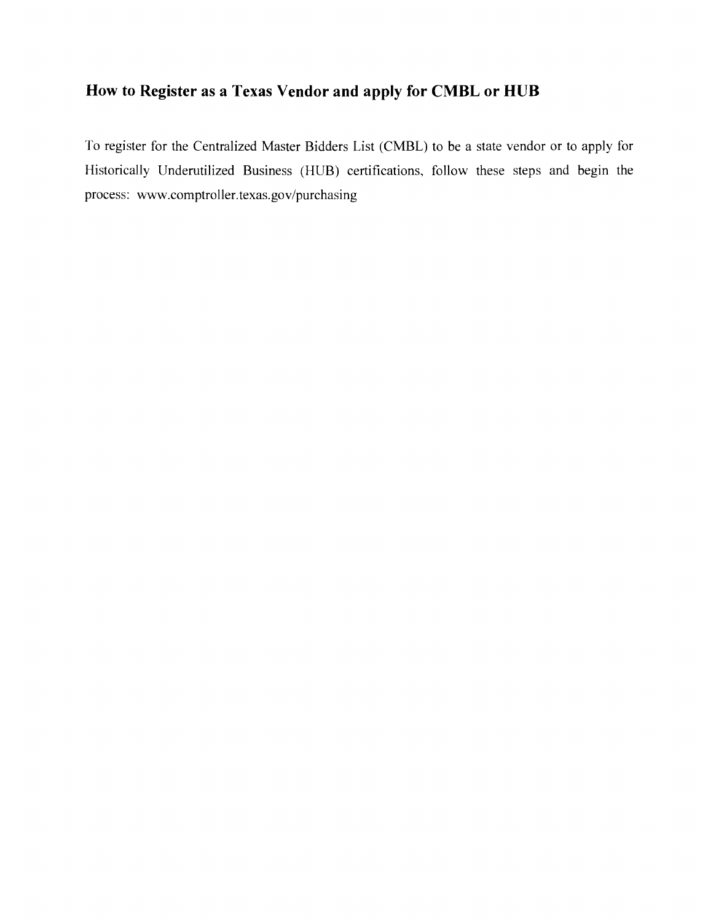## How to Register as a Texas Vendor and apply for CMBL or HUB

To register for the Centralized Master Bidders List (CMBL) to be a state vendor or to apply for Historically Underutilized Business (HUB) certifications, follow these steps and begin the process: www.comptroller.texas.gov/purchasing